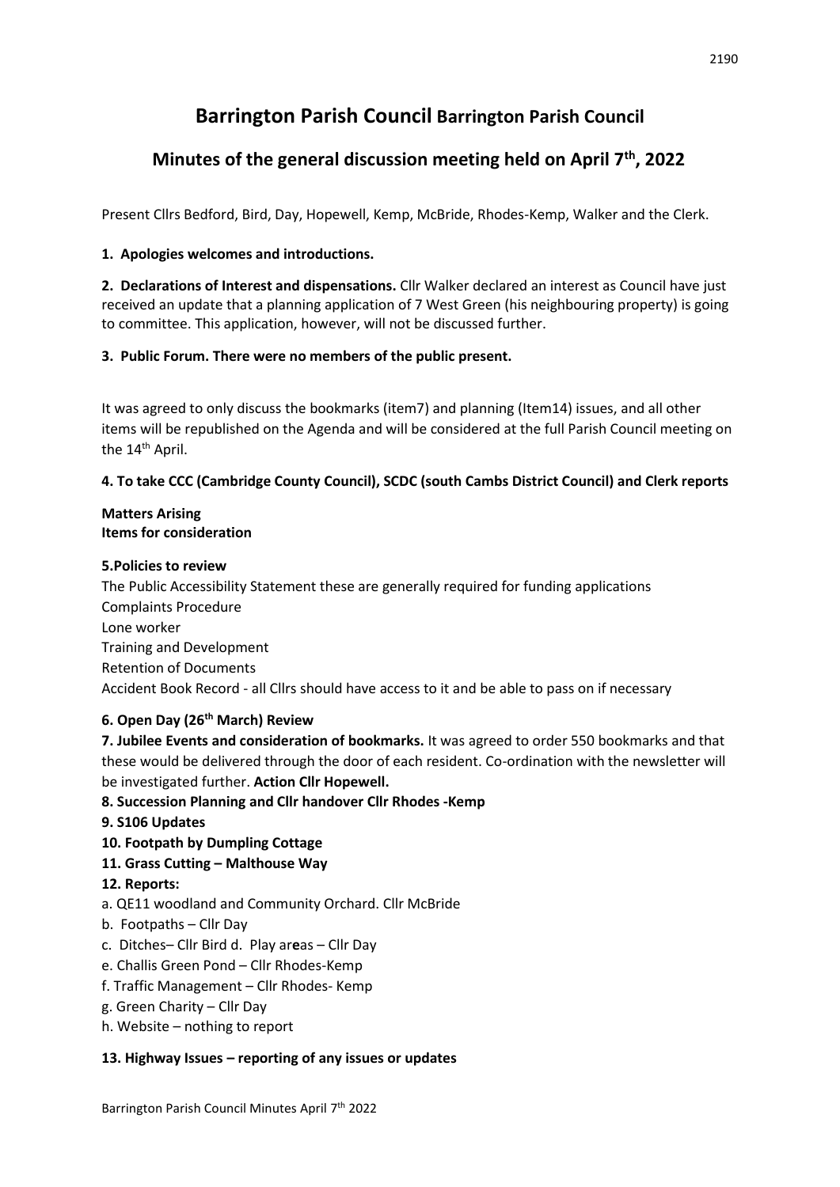# Barrington Parish Council Barrington Parish Council

## Minutes of the general discussion meeting held on April 7th, 2022

Present Cllrs Bedford, Bird, Day, Hopewell, Kemp, McBride, Rhodes-Kemp, Walker and the Clerk.

**1. Apologies welcomes and introductions.**

**2. Declarations of Interest and dispensations.** Cllr Walker declared an interest as Council have just received an update that a planning application of 7 West Green (his neighbouring property) is going to committee. This application, however, will not be discussed further.

**3. Public Forum. There were no members of the public present.**

It was agreed to only discuss the bookmarks (item7) and planning (Item14) issues, and all other items will be republished on the Agenda and will be considered at the full Parish Council meeting on the 14th April.

**4. To take CCC (Cambridge County Council), SCDC (south Cambs District Council) and Clerk reports**

**Matters Arising**
**Items for consideration**

**5.Policies to review**

The Public Accessibility Statement these are generally required for funding applications
Complaints Procedure
Lone worker
Training and Development
Retention of Documents
Accident Book Record - all Cllrs should have access to it and be able to pass on if necessary

**6. Open Day (26th March) Review**

**7. Jubilee Events and consideration of bookmarks.** It was agreed to order 550 bookmarks and that these would be delivered through the door of each resident. Co-ordination with the newsletter will be investigated further. **Action Cllr Hopewell.**

**8. Succession Planning and Cllr handover Cllr Rhodes -Kemp**

**9. S106 Updates**

**10. Footpath by Dumpling Cottage**

**11. Grass Cutting – Malthouse Way**

**12. Reports:**

a. QE11 woodland and Community Orchard. Cllr McBride
b. Footpaths – Cllr Day
c. Ditches– Cllr Bird d. Play areas – Cllr Day
e. Challis Green Pond – Cllr Rhodes-Kemp
f. Traffic Management – Cllr Rhodes- Kemp
g. Green Charity – Cllr Day
h. Website – nothing to report

**13. Highway Issues – reporting of any issues or updates**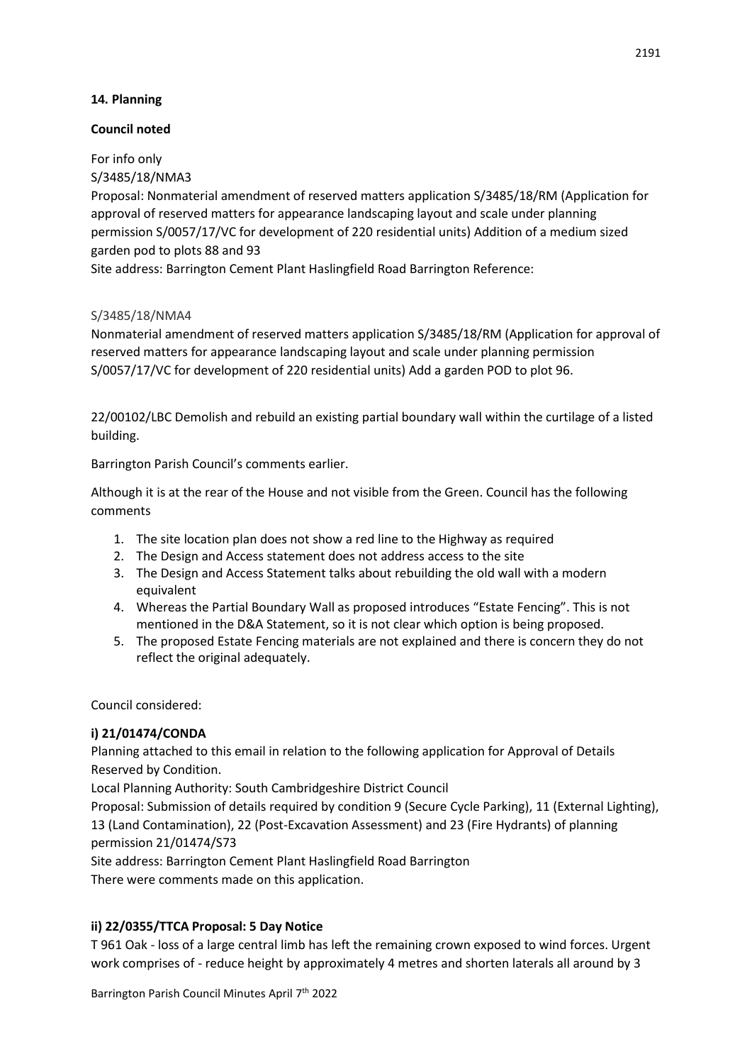**14. Planning**

**Council noted**

For info only
S/3485/18/NMA3
Proposal: Nonmaterial amendment of reserved matters application S/3485/18/RM (Application for approval of reserved matters for appearance landscaping layout and scale under planning permission S/0057/17/VC for development of 220 residential units) Addition of a medium sized garden pod to plots 88 and 93
Site address: Barrington Cement Plant Haslingfield Road Barrington Reference:

S/3485/18/NMA4
Nonmaterial amendment of reserved matters application S/3485/18/RM (Application for approval of reserved matters for appearance landscaping layout and scale under planning permission S/0057/17/VC for development of 220 residential units) Add a garden POD to plot 96.

22/00102/LBC Demolish and rebuild an existing partial boundary wall within the curtilage of a listed building.

Barrington Parish Council's comments earlier.

Although it is at the rear of the House and not visible from the Green. Council has the following comments

1. The site location plan does not show a red line to the Highway as required
2. The Design and Access statement does not address access to the site
3. The Design and Access Statement talks about rebuilding the old wall with a modern equivalent
4. Whereas the Partial Boundary Wall as proposed introduces "Estate Fencing". This is not mentioned in the D&A Statement, so it is not clear which option is being proposed.
5. The proposed Estate Fencing materials are not explained and there is concern they do not reflect the original adequately.

Council considered:

**i) 21/01474/CONDA**

Planning attached to this email in relation to the following application for Approval of Details Reserved by Condition.
Local Planning Authority: South Cambridgeshire District Council
Proposal: Submission of details required by condition 9 (Secure Cycle Parking), 11 (External Lighting), 13 (Land Contamination), 22 (Post-Excavation Assessment) and 23 (Fire Hydrants) of planning permission 21/01474/S73
Site address: Barrington Cement Plant Haslingfield Road Barrington
There were comments made on this application.

**ii) 22/0355/TTCA Proposal: 5 Day Notice**

T 961 Oak - loss of a large central limb has left the remaining crown exposed to wind forces. Urgent work comprises of - reduce height by approximately 4 metres and shorten laterals all around by 3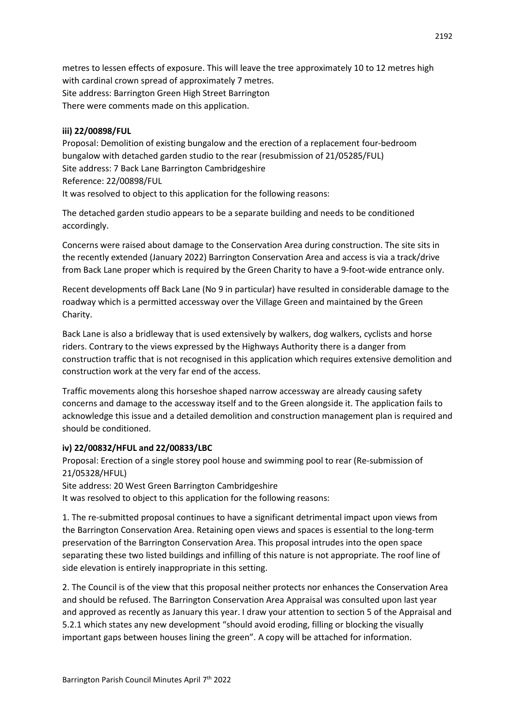metres to lessen effects of exposure. This will leave the tree approximately 10 to 12 metres high with cardinal crown spread of approximately 7 metres.
Site address: Barrington Green High Street Barrington
There were comments made on this application.

**iii) 22/00898/FUL**

Proposal: Demolition of existing bungalow and the erection of a replacement four-bedroom bungalow with detached garden studio to the rear (resubmission of 21/05285/FUL)
Site address: 7 Back Lane Barrington Cambridgeshire
Reference: 22/00898/FUL
It was resolved to object to this application for the following reasons:

The detached garden studio appears to be a separate building and needs to be conditioned accordingly.

Concerns were raised about damage to the Conservation Area during construction. The site sits in the recently extended (January 2022) Barrington Conservation Area and access is via a track/drive from Back Lane proper which is required by the Green Charity to have a 9-foot-wide entrance only.

Recent developments off Back Lane (No 9 in particular) have resulted in considerable damage to the roadway which is a permitted accessway over the Village Green and maintained by the Green Charity.

Back Lane is also a bridleway that is used extensively by walkers, dog walkers, cyclists and horse riders. Contrary to the views expressed by the Highways Authority there is a danger from construction traffic that is not recognised in this application which requires extensive demolition and construction work at the very far end of the access.

Traffic movements along this horseshoe shaped narrow accessway are already causing safety concerns and damage to the accessway itself and to the Green alongside it. The application fails to acknowledge this issue and a detailed demolition and construction management plan is required and should be conditioned.

**iv) 22/00832/HFUL and 22/00833/LBC**

Proposal: Erection of a single storey pool house and swimming pool to rear (Re-submission of 21/05328/HFUL)
Site address: 20 West Green Barrington Cambridgeshire
It was resolved to object to this application for the following reasons:

1. The re-submitted proposal continues to have a significant detrimental impact upon views from the Barrington Conservation Area. Retaining open views and spaces is essential to the long-term preservation of the Barrington Conservation Area. This proposal intrudes into the open space separating these two listed buildings and infilling of this nature is not appropriate. The roof line of side elevation is entirely inappropriate in this setting.

2. The Council is of the view that this proposal neither protects nor enhances the Conservation Area and should be refused. The Barrington Conservation Area Appraisal was consulted upon last year and approved as recently as January this year. I draw your attention to section 5 of the Appraisal and 5.2.1 which states any new development "should avoid eroding, filling or blocking the visually important gaps between houses lining the green". A copy will be attached for information.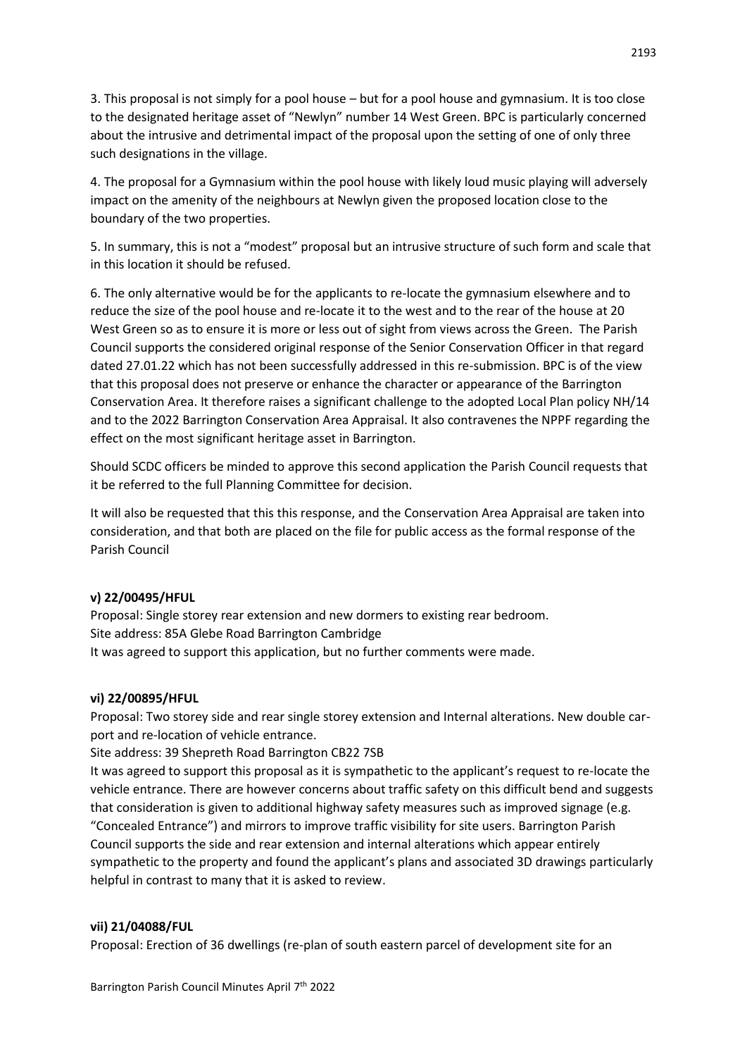3. This proposal is not simply for a pool house – but for a pool house and gymnasium. It is too close to the designated heritage asset of "Newlyn" number 14 West Green. BPC is particularly concerned about the intrusive and detrimental impact of the proposal upon the setting of one of only three such designations in the village.

4. The proposal for a Gymnasium within the pool house with likely loud music playing will adversely impact on the amenity of the neighbours at Newlyn given the proposed location close to the boundary of the two properties.

5. In summary, this is not a "modest" proposal but an intrusive structure of such form and scale that in this location it should be refused.

6. The only alternative would be for the applicants to re-locate the gymnasium elsewhere and to reduce the size of the pool house and re-locate it to the west and to the rear of the house at 20 West Green so as to ensure it is more or less out of sight from views across the Green. The Parish Council supports the considered original response of the Senior Conservation Officer in that regard dated 27.01.22 which has not been successfully addressed in this re-submission. BPC is of the view that this proposal does not preserve or enhance the character or appearance of the Barrington Conservation Area. It therefore raises a significant challenge to the adopted Local Plan policy NH/14 and to the 2022 Barrington Conservation Area Appraisal. It also contravenes the NPPF regarding the effect on the most significant heritage asset in Barrington.

Should SCDC officers be minded to approve this second application the Parish Council requests that it be referred to the full Planning Committee for decision.

It will also be requested that this this response, and the Conservation Area Appraisal are taken into consideration, and that both are placed on the file for public access as the formal response of the Parish Council

**v) 22/00495/HFUL**

Proposal: Single storey rear extension and new dormers to existing rear bedroom.
Site address: 85A Glebe Road Barrington Cambridge
It was agreed to support this application, but no further comments were made.

**vi) 22/00895/HFUL**

Proposal: Two storey side and rear single storey extension and Internal alterations. New double car-port and re-location of vehicle entrance.

Site address: 39 Shepreth Road Barrington CB22 7SB

It was agreed to support this proposal as it is sympathetic to the applicant's request to re-locate the vehicle entrance. There are however concerns about traffic safety on this difficult bend and suggests that consideration is given to additional highway safety measures such as improved signage (e.g. "Concealed Entrance") and mirrors to improve traffic visibility for site users. Barrington Parish Council supports the side and rear extension and internal alterations which appear entirely sympathetic to the property and found the applicant's plans and associated 3D drawings particularly helpful in contrast to many that it is asked to review.

**vii) 21/04088/FUL**

Proposal: Erection of 36 dwellings (re-plan of south eastern parcel of development site for an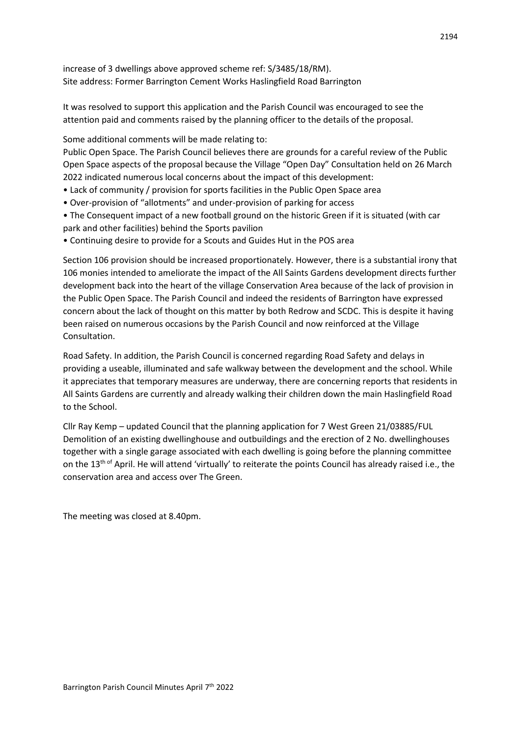increase of 3 dwellings above approved scheme ref: S/3485/18/RM).
Site address: Former Barrington Cement Works Haslingfield Road Barrington

It was resolved to support this application and the Parish Council was encouraged to see the attention paid and comments raised by the planning officer to the details of the proposal.

Some additional comments will be made relating to:
Public Open Space. The Parish Council believes there are grounds for a careful review of the Public Open Space aspects of the proposal because the Village "Open Day" Consultation held on 26 March 2022 indicated numerous local concerns about the impact of this development:

- Lack of community / provision for sports facilities in the Public Open Space area
- Over-provision of "allotments" and under-provision of parking for access
- The Consequent impact of a new football ground on the historic Green if it is situated (with car park and other facilities) behind the Sports pavilion
- Continuing desire to provide for a Scouts and Guides Hut in the POS area

Section 106 provision should be increased proportionately. However, there is a substantial irony that 106 monies intended to ameliorate the impact of the All Saints Gardens development directs further development back into the heart of the village Conservation Area because of the lack of provision in the Public Open Space. The Parish Council and indeed the residents of Barrington have expressed concern about the lack of thought on this matter by both Redrow and SCDC. This is despite it having been raised on numerous occasions by the Parish Council and now reinforced at the Village Consultation.

Road Safety. In addition, the Parish Council is concerned regarding Road Safety and delays in providing a useable, illuminated and safe walkway between the development and the school. While it appreciates that temporary measures are underway, there are concerning reports that residents in All Saints Gardens are currently and already walking their children down the main Haslingfield Road to the School.

Cllr Ray Kemp – updated Council that the planning application for 7 West Green 21/03885/FUL Demolition of an existing dwellinghouse and outbuildings and the erection of 2 No. dwellinghouses together with a single garage associated with each dwelling is going before the planning committee on the 13th of April. He will attend 'virtually' to reiterate the points Council has already raised i.e., the conservation area and access over The Green.

The meeting was closed at 8.40pm.